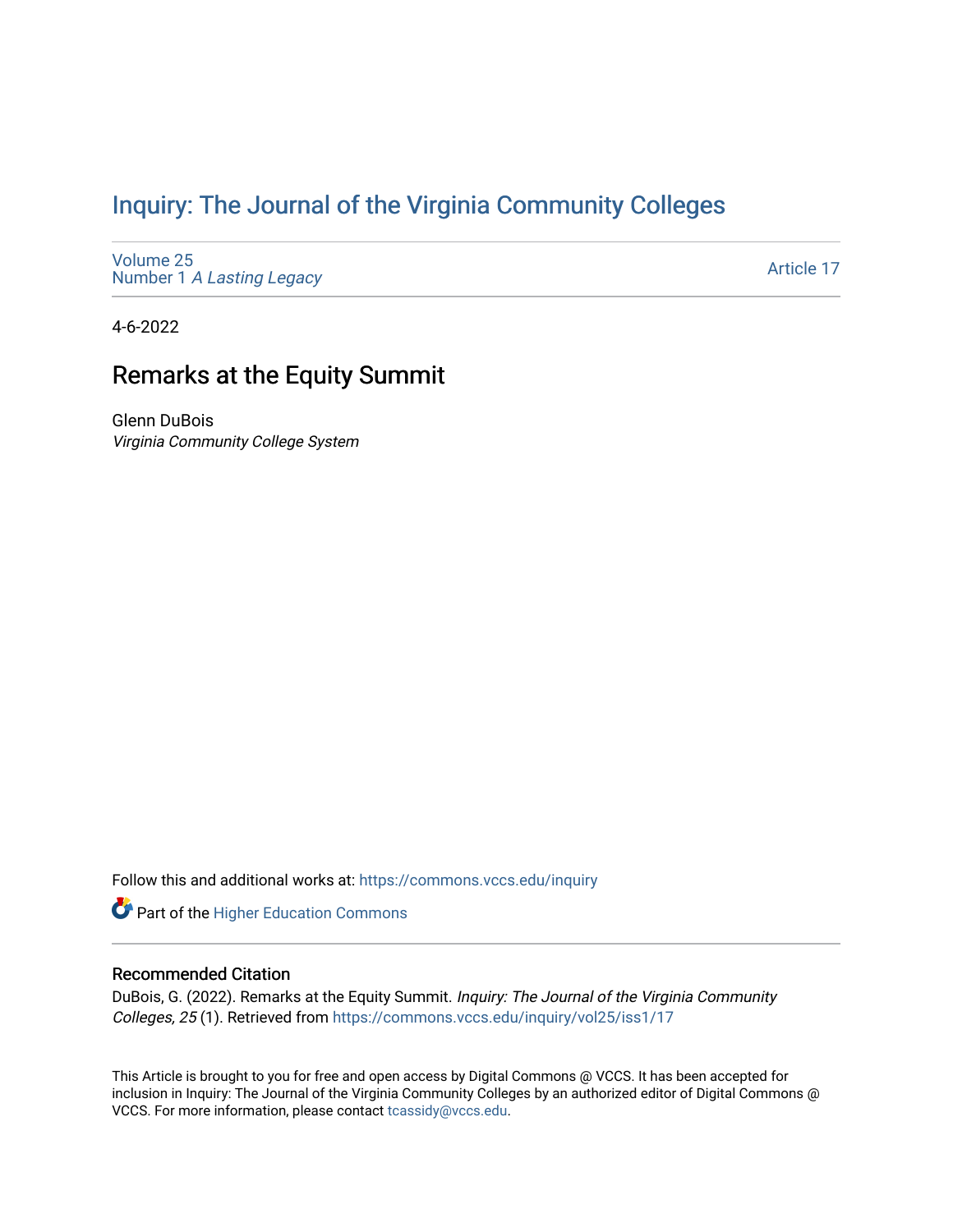# Inquiry: The Journal of the Virginia Community Colleges

Volume 25
Number 1 *A Lasting Legacy*

Article 17

4-6-2022

## Remarks at the Equity Summit

Glenn DuBois
*Virginia Community College System*

Follow this and additional works at: https://commons.vccs.edu/inquiry

Part of the Higher Education Commons

### Recommended Citation

DuBois, G. (2022). Remarks at the Equity Summit. *Inquiry: The Journal of the Virginia Community Colleges, 25* (1). Retrieved from https://commons.vccs.edu/inquiry/vol25/iss1/17

This Article is brought to you for free and open access by Digital Commons @ VCCS. It has been accepted for inclusion in Inquiry: The Journal of the Virginia Community Colleges by an authorized editor of Digital Commons @ VCCS. For more information, please contact tcassidy@vccs.edu.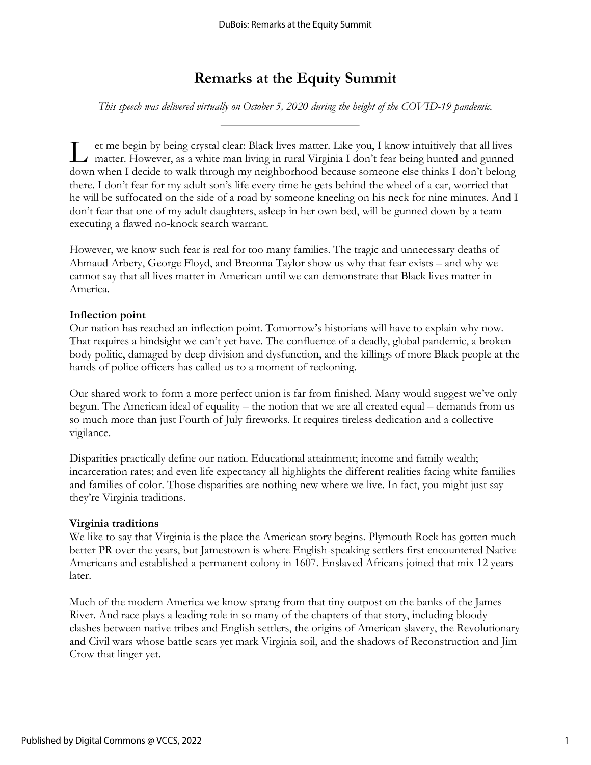# Remarks at the Equity Summit

*This speech was delivered virtually on October 5, 2020 during the height of the COVID-19 pandemic.*

---

Let me begin by being crystal clear: Black lives matter. Like you, I know intuitively that all lives matter. However, as a white man living in rural Virginia I don't fear being hunted and gunned down when I decide to walk through my neighborhood because someone else thinks I don't belong there. I don't fear for my adult son's life every time he gets behind the wheel of a car, worried that he will be suffocated on the side of a road by someone kneeling on his neck for nine minutes. And I don't fear that one of my adult daughters, asleep in her own bed, will be gunned down by a team executing a flawed no-knock search warrant.

However, we know such fear is real for too many families. The tragic and unnecessary deaths of Ahmaud Arbery, George Floyd, and Breonna Taylor show us why that fear exists – and why we cannot say that all lives matter in American until we can demonstrate that Black lives matter in America.

**Inflection point**

Our nation has reached an inflection point. Tomorrow's historians will have to explain why now. That requires a hindsight we can't yet have. The confluence of a deadly, global pandemic, a broken body politic, damaged by deep division and dysfunction, and the killings of more Black people at the hands of police officers has called us to a moment of reckoning.

Our shared work to form a more perfect union is far from finished. Many would suggest we've only begun. The American ideal of equality – the notion that we are all created equal – demands from us so much more than just Fourth of July fireworks. It requires tireless dedication and a collective vigilance.

Disparities practically define our nation. Educational attainment; income and family wealth; incarceration rates; and even life expectancy all highlights the different realities facing white families and families of color. Those disparities are nothing new where we live. In fact, you might just say they're Virginia traditions.

**Virginia traditions**

We like to say that Virginia is the place the American story begins. Plymouth Rock has gotten much better PR over the years, but Jamestown is where English-speaking settlers first encountered Native Americans and established a permanent colony in 1607. Enslaved Africans joined that mix 12 years later.

Much of the modern America we know sprang from that tiny outpost on the banks of the James River. And race plays a leading role in so many of the chapters of that story, including bloody clashes between native tribes and English settlers, the origins of American slavery, the Revolutionary and Civil wars whose battle scars yet mark Virginia soil, and the shadows of Reconstruction and Jim Crow that linger yet.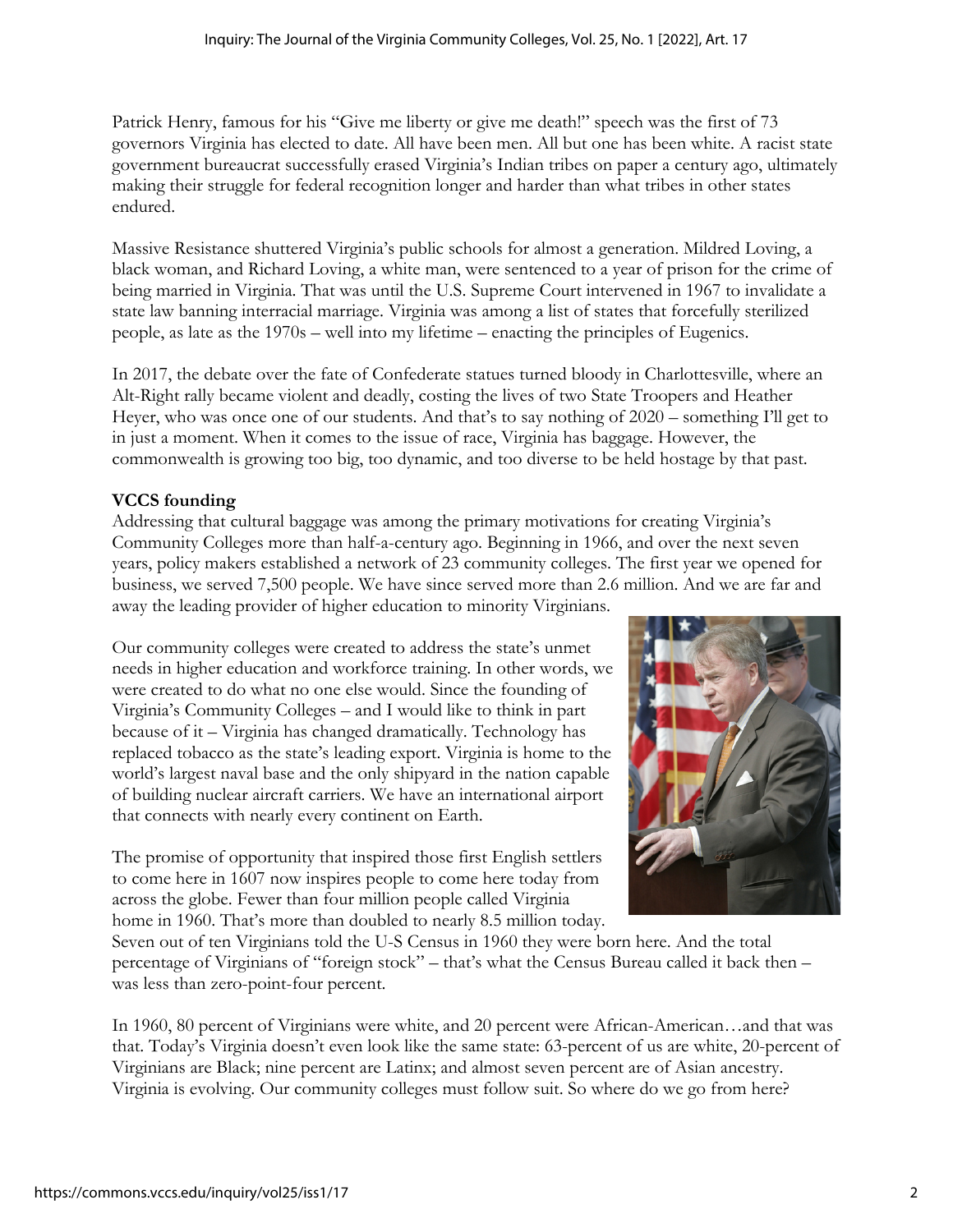Patrick Henry, famous for his "Give me liberty or give me death!" speech was the first of 73 governors Virginia has elected to date. All have been men. All but one has been white. A racist state government bureaucrat successfully erased Virginia's Indian tribes on paper a century ago, ultimately making their struggle for federal recognition longer and harder than what tribes in other states endured.

Massive Resistance shuttered Virginia's public schools for almost a generation. Mildred Loving, a black woman, and Richard Loving, a white man, were sentenced to a year of prison for the crime of being married in Virginia. That was until the U.S. Supreme Court intervened in 1967 to invalidate a state law banning interracial marriage. Virginia was among a list of states that forcefully sterilized people, as late as the 1970s – well into my lifetime – enacting the principles of Eugenics.

In 2017, the debate over the fate of Confederate statues turned bloody in Charlottesville, where an Alt-Right rally became violent and deadly, costing the lives of two State Troopers and Heather Heyer, who was once one of our students. And that's to say nothing of 2020 – something I'll get to in just a moment. When it comes to the issue of race, Virginia has baggage. However, the commonwealth is growing too big, too dynamic, and too diverse to be held hostage by that past.

**VCCS founding**

Addressing that cultural baggage was among the primary motivations for creating Virginia's Community Colleges more than half-a-century ago. Beginning in 1966, and over the next seven years, policy makers established a network of 23 community colleges. The first year we opened for business, we served 7,500 people. We have since served more than 2.6 million. And we are far and away the leading provider of higher education to minority Virginians.

Our community colleges were created to address the state's unmet needs in higher education and workforce training. In other words, we were created to do what no one else would. Since the founding of Virginia's Community Colleges – and I would like to think in part because of it – Virginia has changed dramatically. Technology has replaced tobacco as the state's leading export. Virginia is home to the world's largest naval base and the only shipyard in the nation capable of building nuclear aircraft carriers. We have an international airport that connects with nearly every continent on Earth.

The promise of opportunity that inspired those first English settlers to come here in 1607 now inspires people to come here today from across the globe. Fewer than four million people called Virginia home in 1960. That's more than doubled to nearly 8.5 million today. Seven out of ten Virginians told the U-S Census in 1960 they were born here. And the total percentage of Virginians of "foreign stock" – that's what the Census Bureau called it back then – was less than zero-point-four percent.

In 1960, 80 percent of Virginians were white, and 20 percent were African-American…and that was that. Today's Virginia doesn't even look like the same state: 63-percent of us are white, 20-percent of Virginians are Black; nine percent are Latinx; and almost seven percent are of Asian ancestry. Virginia is evolving. Our community colleges must follow suit. So where do we go from here?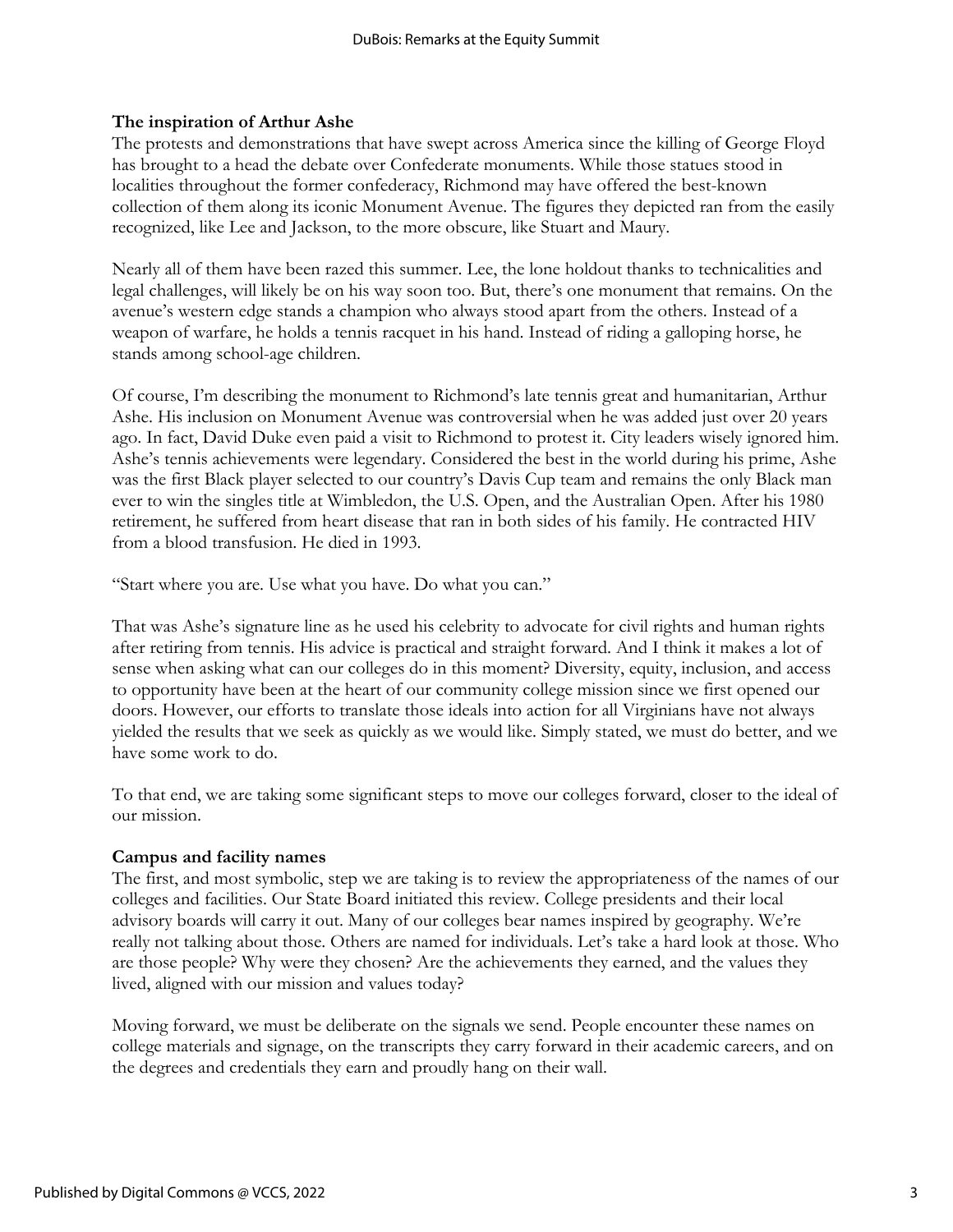**The inspiration of Arthur Ashe**

The protests and demonstrations that have swept across America since the killing of George Floyd has brought to a head the debate over Confederate monuments. While those statues stood in localities throughout the former confederacy, Richmond may have offered the best-known collection of them along its iconic Monument Avenue. The figures they depicted ran from the easily recognized, like Lee and Jackson, to the more obscure, like Stuart and Maury.

Nearly all of them have been razed this summer. Lee, the lone holdout thanks to technicalities and legal challenges, will likely be on his way soon too. But, there's one monument that remains. On the avenue's western edge stands a champion who always stood apart from the others. Instead of a weapon of warfare, he holds a tennis racquet in his hand. Instead of riding a galloping horse, he stands among school-age children.

Of course, I'm describing the monument to Richmond's late tennis great and humanitarian, Arthur Ashe. His inclusion on Monument Avenue was controversial when he was added just over 20 years ago. In fact, David Duke even paid a visit to Richmond to protest it. City leaders wisely ignored him. Ashe's tennis achievements were legendary. Considered the best in the world during his prime, Ashe was the first Black player selected to our country's Davis Cup team and remains the only Black man ever to win the singles title at Wimbledon, the U.S. Open, and the Australian Open. After his 1980 retirement, he suffered from heart disease that ran in both sides of his family. He contracted HIV from a blood transfusion. He died in 1993.

"Start where you are. Use what you have. Do what you can."

That was Ashe's signature line as he used his celebrity to advocate for civil rights and human rights after retiring from tennis. His advice is practical and straight forward. And I think it makes a lot of sense when asking what can our colleges do in this moment? Diversity, equity, inclusion, and access to opportunity have been at the heart of our community college mission since we first opened our doors. However, our efforts to translate those ideals into action for all Virginians have not always yielded the results that we seek as quickly as we would like. Simply stated, we must do better, and we have some work to do.

To that end, we are taking some significant steps to move our colleges forward, closer to the ideal of our mission.

**Campus and facility names**

The first, and most symbolic, step we are taking is to review the appropriateness of the names of our colleges and facilities. Our State Board initiated this review. College presidents and their local advisory boards will carry it out. Many of our colleges bear names inspired by geography. We're really not talking about those. Others are named for individuals. Let's take a hard look at those. Who are those people? Why were they chosen? Are the achievements they earned, and the values they lived, aligned with our mission and values today?

Moving forward, we must be deliberate on the signals we send. People encounter these names on college materials and signage, on the transcripts they carry forward in their academic careers, and on the degrees and credentials they earn and proudly hang on their wall.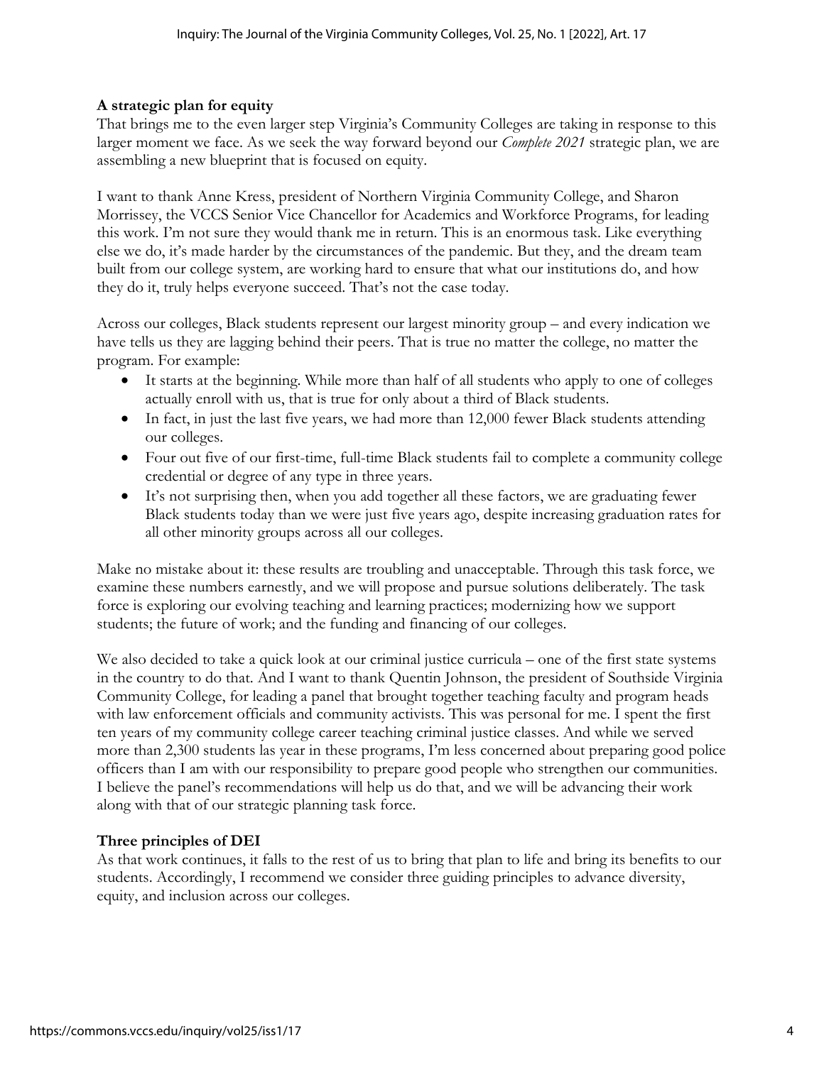**A strategic plan for equity**

That brings me to the even larger step Virginia's Community Colleges are taking in response to this larger moment we face. As we seek the way forward beyond our *Complete 2021* strategic plan, we are assembling a new blueprint that is focused on equity.

I want to thank Anne Kress, president of Northern Virginia Community College, and Sharon Morrissey, the VCCS Senior Vice Chancellor for Academics and Workforce Programs, for leading this work. I'm not sure they would thank me in return. This is an enormous task. Like everything else we do, it's made harder by the circumstances of the pandemic. But they, and the dream team built from our college system, are working hard to ensure that what our institutions do, and how they do it, truly helps everyone succeed. That's not the case today.

Across our colleges, Black students represent our largest minority group – and every indication we have tells us they are lagging behind their peers. That is true no matter the college, no matter the program. For example:

- It starts at the beginning. While more than half of all students who apply to one of colleges actually enroll with us, that is true for only about a third of Black students.
- In fact, in just the last five years, we had more than 12,000 fewer Black students attending our colleges.
- Four out five of our first-time, full-time Black students fail to complete a community college credential or degree of any type in three years.
- It's not surprising then, when you add together all these factors, we are graduating fewer Black students today than we were just five years ago, despite increasing graduation rates for all other minority groups across all our colleges.

Make no mistake about it: these results are troubling and unacceptable. Through this task force, we examine these numbers earnestly, and we will propose and pursue solutions deliberately. The task force is exploring our evolving teaching and learning practices; modernizing how we support students; the future of work; and the funding and financing of our colleges.

We also decided to take a quick look at our criminal justice curricula – one of the first state systems in the country to do that. And I want to thank Quentin Johnson, the president of Southside Virginia Community College, for leading a panel that brought together teaching faculty and program heads with law enforcement officials and community activists. This was personal for me. I spent the first ten years of my community college career teaching criminal justice classes. And while we served more than 2,300 students las year in these programs, I'm less concerned about preparing good police officers than I am with our responsibility to prepare good people who strengthen our communities. I believe the panel's recommendations will help us do that, and we will be advancing their work along with that of our strategic planning task force.

**Three principles of DEI**

As that work continues, it falls to the rest of us to bring that plan to life and bring its benefits to our students. Accordingly, I recommend we consider three guiding principles to advance diversity, equity, and inclusion across our colleges.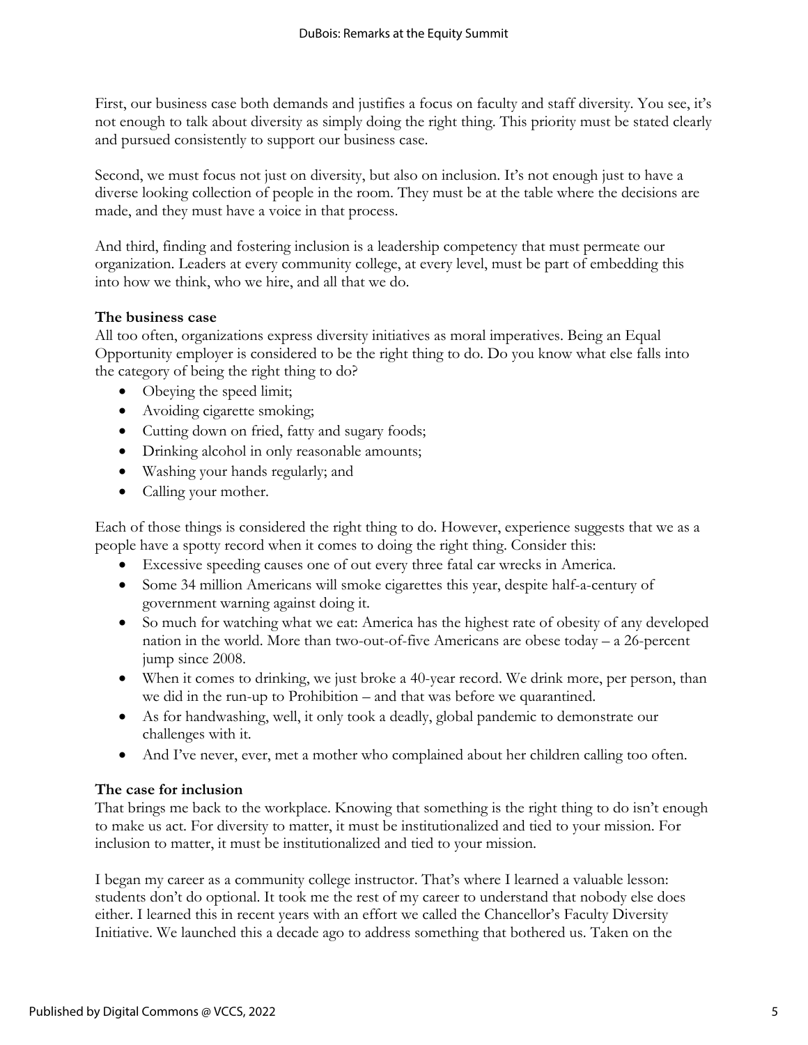First, our business case both demands and justifies a focus on faculty and staff diversity. You see, it's not enough to talk about diversity as simply doing the right thing. This priority must be stated clearly and pursued consistently to support our business case.

Second, we must focus not just on diversity, but also on inclusion. It's not enough just to have a diverse looking collection of people in the room. They must be at the table where the decisions are made, and they must have a voice in that process.

And third, finding and fostering inclusion is a leadership competency that must permeate our organization. Leaders at every community college, at every level, must be part of embedding this into how we think, who we hire, and all that we do.

**The business case**

All too often, organizations express diversity initiatives as moral imperatives. Being an Equal Opportunity employer is considered to be the right thing to do. Do you know what else falls into the category of being the right thing to do?

- Obeying the speed limit;
- Avoiding cigarette smoking;
- Cutting down on fried, fatty and sugary foods;
- Drinking alcohol in only reasonable amounts;
- Washing your hands regularly; and
- Calling your mother.

Each of those things is considered the right thing to do. However, experience suggests that we as a people have a spotty record when it comes to doing the right thing. Consider this:

- Excessive speeding causes one of out every three fatal car wrecks in America.
- Some 34 million Americans will smoke cigarettes this year, despite half-a-century of government warning against doing it.
- So much for watching what we eat: America has the highest rate of obesity of any developed nation in the world. More than two-out-of-five Americans are obese today – a 26-percent jump since 2008.
- When it comes to drinking, we just broke a 40-year record. We drink more, per person, than we did in the run-up to Prohibition – and that was before we quarantined.
- As for handwashing, well, it only took a deadly, global pandemic to demonstrate our challenges with it.
- And I've never, ever, met a mother who complained about her children calling too often.

**The case for inclusion**

That brings me back to the workplace. Knowing that something is the right thing to do isn't enough to make us act. For diversity to matter, it must be institutionalized and tied to your mission. For inclusion to matter, it must be institutionalized and tied to your mission.

I began my career as a community college instructor. That's where I learned a valuable lesson: students don't do optional. It took me the rest of my career to understand that nobody else does either. I learned this in recent years with an effort we called the Chancellor's Faculty Diversity Initiative. We launched this a decade ago to address something that bothered us. Taken on the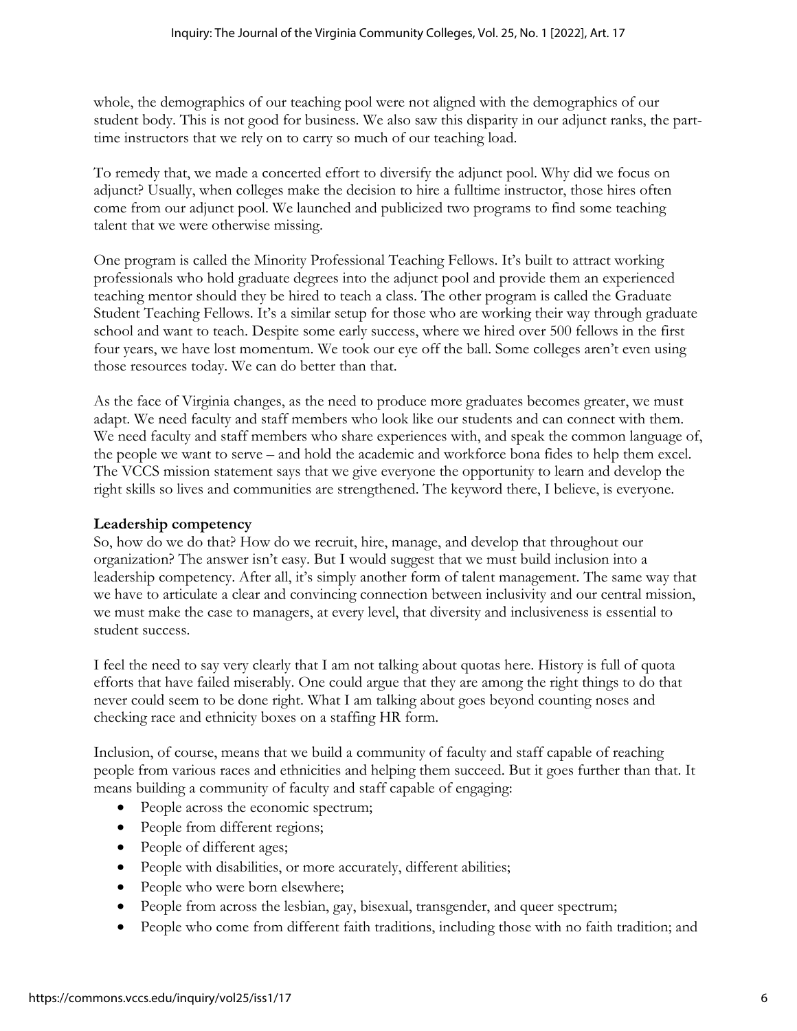whole, the demographics of our teaching pool were not aligned with the demographics of our student body. This is not good for business. We also saw this disparity in our adjunct ranks, the part-time instructors that we rely on to carry so much of our teaching load.

To remedy that, we made a concerted effort to diversify the adjunct pool. Why did we focus on adjunct? Usually, when colleges make the decision to hire a fulltime instructor, those hires often come from our adjunct pool. We launched and publicized two programs to find some teaching talent that we were otherwise missing.

One program is called the Minority Professional Teaching Fellows. It's built to attract working professionals who hold graduate degrees into the adjunct pool and provide them an experienced teaching mentor should they be hired to teach a class. The other program is called the Graduate Student Teaching Fellows. It's a similar setup for those who are working their way through graduate school and want to teach. Despite some early success, where we hired over 500 fellows in the first four years, we have lost momentum. We took our eye off the ball. Some colleges aren't even using those resources today. We can do better than that.

As the face of Virginia changes, as the need to produce more graduates becomes greater, we must adapt. We need faculty and staff members who look like our students and can connect with them. We need faculty and staff members who share experiences with, and speak the common language of, the people we want to serve – and hold the academic and workforce bona fides to help them excel. The VCCS mission statement says that we give everyone the opportunity to learn and develop the right skills so lives and communities are strengthened. The keyword there, I believe, is everyone.

**Leadership competency**

So, how do we do that? How do we recruit, hire, manage, and develop that throughout our organization? The answer isn't easy. But I would suggest that we must build inclusion into a leadership competency. After all, it's simply another form of talent management. The same way that we have to articulate a clear and convincing connection between inclusivity and our central mission, we must make the case to managers, at every level, that diversity and inclusiveness is essential to student success.

I feel the need to say very clearly that I am not talking about quotas here. History is full of quota efforts that have failed miserably. One could argue that they are among the right things to do that never could seem to be done right. What I am talking about goes beyond counting noses and checking race and ethnicity boxes on a staffing HR form.

Inclusion, of course, means that we build a community of faculty and staff capable of reaching people from various races and ethnicities and helping them succeed. But it goes further than that. It means building a community of faculty and staff capable of engaging:

- People across the economic spectrum;
- People from different regions;
- People of different ages;
- People with disabilities, or more accurately, different abilities;
- People who were born elsewhere;
- People from across the lesbian, gay, bisexual, transgender, and queer spectrum;
- People who come from different faith traditions, including those with no faith tradition; and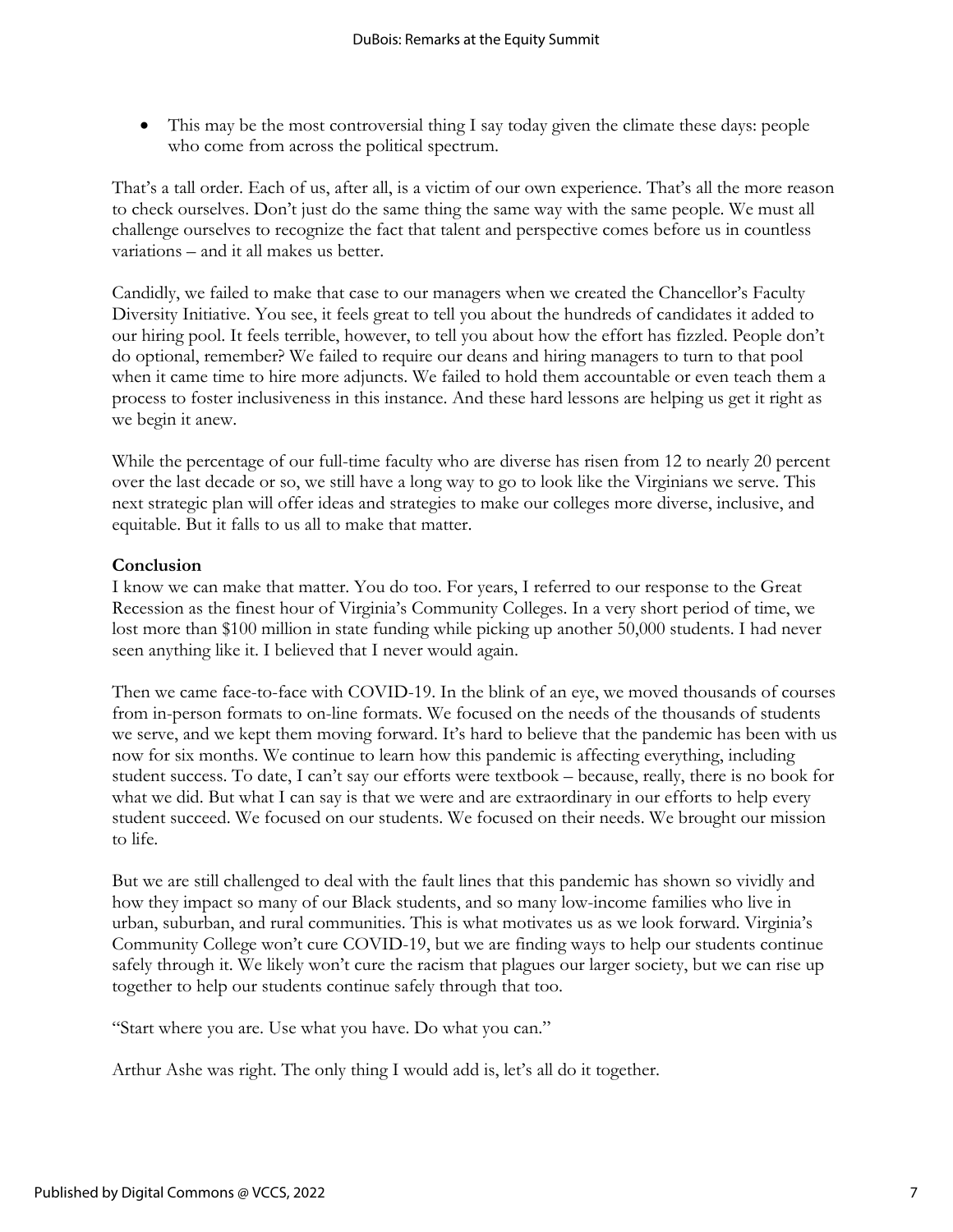- This may be the most controversial thing I say today given the climate these days: people who come from across the political spectrum.

That's a tall order. Each of us, after all, is a victim of our own experience. That's all the more reason to check ourselves. Don't just do the same thing the same way with the same people. We must all challenge ourselves to recognize the fact that talent and perspective comes before us in countless variations – and it all makes us better.

Candidly, we failed to make that case to our managers when we created the Chancellor's Faculty Diversity Initiative. You see, it feels great to tell you about the hundreds of candidates it added to our hiring pool. It feels terrible, however, to tell you about how the effort has fizzled. People don't do optional, remember? We failed to require our deans and hiring managers to turn to that pool when it came time to hire more adjuncts. We failed to hold them accountable or even teach them a process to foster inclusiveness in this instance. And these hard lessons are helping us get it right as we begin it anew.

While the percentage of our full-time faculty who are diverse has risen from 12 to nearly 20 percent over the last decade or so, we still have a long way to go to look like the Virginians we serve. This next strategic plan will offer ideas and strategies to make our colleges more diverse, inclusive, and equitable. But it falls to us all to make that matter.

**Conclusion**

I know we can make that matter. You do too. For years, I referred to our response to the Great Recession as the finest hour of Virginia's Community Colleges. In a very short period of time, we lost more than $100 million in state funding while picking up another 50,000 students. I had never seen anything like it. I believed that I never would again.

Then we came face-to-face with COVID-19. In the blink of an eye, we moved thousands of courses from in-person formats to on-line formats. We focused on the needs of the thousands of students we serve, and we kept them moving forward. It's hard to believe that the pandemic has been with us now for six months. We continue to learn how this pandemic is affecting everything, including student success. To date, I can't say our efforts were textbook – because, really, there is no book for what we did. But what I can say is that we were and are extraordinary in our efforts to help every student succeed. We focused on our students. We focused on their needs. We brought our mission to life.

But we are still challenged to deal with the fault lines that this pandemic has shown so vividly and how they impact so many of our Black students, and so many low-income families who live in urban, suburban, and rural communities. This is what motivates us as we look forward. Virginia's Community College won't cure COVID-19, but we are finding ways to help our students continue safely through it. We likely won't cure the racism that plagues our larger society, but we can rise up together to help our students continue safely through that too.

"Start where you are. Use what you have. Do what you can."

Arthur Ashe was right. The only thing I would add is, let's all do it together.